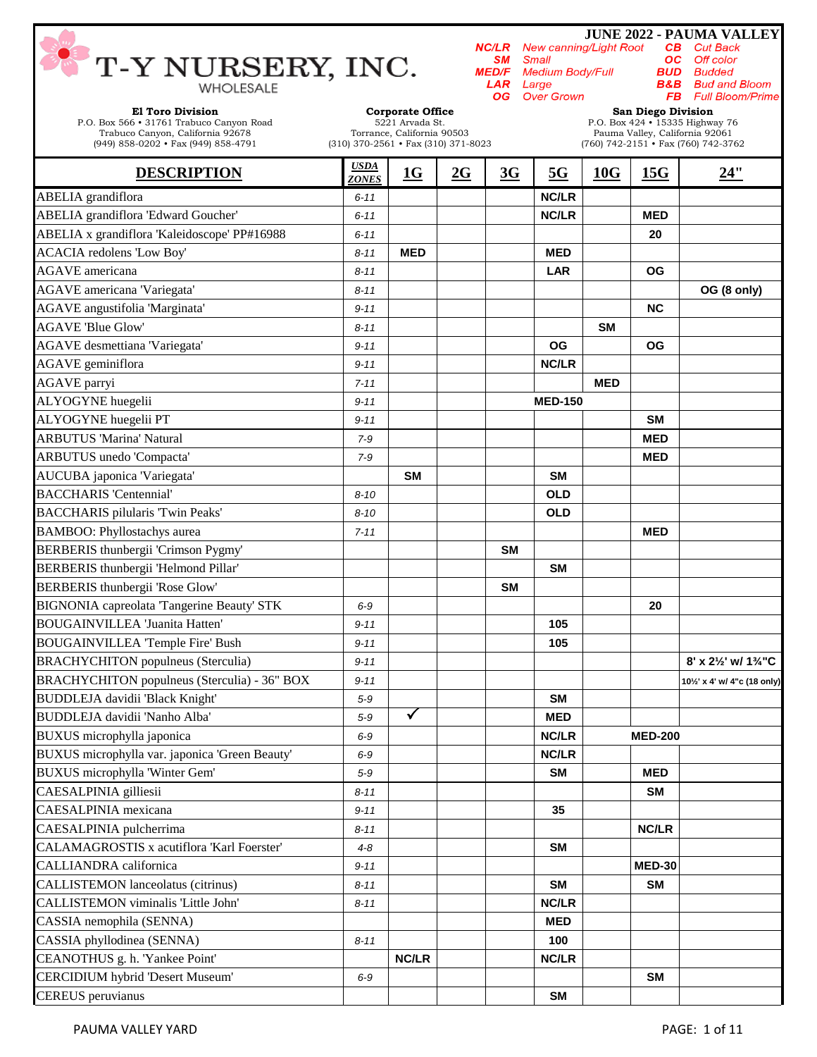# T-Y NURSERY, INC.

WHOLESALE

**JUNE 2022 - PAUMA VALLEY**

| Code | Meaning | Code | Meaning |
|---|---|---|---|
| NC/LR | New canning/Light Root | CB | Cut Back |
| SM | Small | OC | Off color |
| MED/F | Medium Body/Full | BUD | Budded |
| LAR | Large | B&B | Bud and Bloom |
| OG | Over Grown | FB | Full Bloom/Prime |

**El Toro Division**
P.O. Box 566 • 31761 Trabuco Canyon Road
Trabuco Canyon, California 92678
(949) 858-0202 • Fax (949) 858-4791

**Corporate Office**
5221 Arvada St.
Torrance, California 90503
(310) 370-2561 • Fax (310) 371-8023

**San Diego Division**
P.O. Box 424 • 15335 Highway 76
Pauma Valley, California 92061
(760) 742-2151 • Fax (760) 742-3762

| DESCRIPTION | USDA ZONES | 1G | 2G | 3G | 5G | 10G | 15G | 24" |
|---|---|---|---|---|---|---|---|---|
| ABELIA grandiflora | 6-11 | | | | NC/LR | | | |
| ABELIA grandiflora 'Edward Goucher' | 6-11 | | | | NC/LR | | MED | |
| ABELIA x grandiflora 'Kaleidoscope' PP#16988 | 6-11 | | | | | | 20 | |
| ACACIA redolens 'Low Boy' | 8-11 | MED | | | MED | | | |
| AGAVE americana | 8-11 | | | | LAR | | OG | |
| AGAVE americana 'Variegata' | 8-11 | | | | | | | OG (8 only) |
| AGAVE angustifolia 'Marginata' | 9-11 | | | | | | NC | |
| AGAVE 'Blue Glow' | 8-11 | | | | | SM | | |
| AGAVE desmettiana 'Variegata' | 9-11 | | | | OG | | OG | |
| AGAVE geminiflora | 9-11 | | | | NC/LR | | | |
| AGAVE parryi | 7-11 | | | | | MED | | |
| ALYOGYNE huegelii | 9-11 | | | | MED-150 | | | |
| ALYOGYNE huegelii PT | 9-11 | | | | | | SM | |
| ARBUTUS 'Marina' Natural | 7-9 | | | | | | MED | |
| ARBUTUS unedo 'Compacta' | 7-9 | | | | | | MED | |
| AUCUBA japonica 'Variegata' | | SM | | | SM | | | |
| BACCHARIS 'Centennial' | 8-10 | | | | OLD | | | |
| BACCHARIS pilularis 'Twin Peaks' | 8-10 | | | | OLD | | | |
| BAMBOO: Phyllostachys aurea | 7-11 | | | | | | MED | |
| BERBERIS thunbergii 'Crimson Pygmy' | | | | SM | | | | |
| BERBERIS thunbergii 'Helmond Pillar' | | | | | SM | | | |
| BERBERIS thunbergii 'Rose Glow' | | | | SM | | | | |
| BIGNONIA capreolata 'Tangerine Beauty' STK | 6-9 | | | | | | 20 | |
| BOUGAINVILLEA 'Juanita Hatten' | 9-11 | | | | 105 | | | |
| BOUGAINVILLEA 'Temple Fire' Bush | 9-11 | | | | 105 | | | |
| BRACHYCHITON populneus (Sterculia) | 9-11 | | | | | | | 8' x 2½' w/ 1¾"C |
| BRACHYCHITON populneus (Sterculia) - 36" BOX | 9-11 | | | | | | | 10½' x 4' w/ 4"c (18 only) |
| BUDDLEJA davidii 'Black Knight' | 5-9 | | | | SM | | | |
| BUDDLEJA davidii 'Nanho Alba' | 5-9 | ✓ | | | MED | | | |
| BUXUS microphylla japonica | 6-9 | | | | NC/LR | | MED-200 | |
| BUXUS microphylla var. japonica 'Green Beauty' | 6-9 | | | | NC/LR | | | |
| BUXUS microphylla 'Winter Gem' | 5-9 | | | | SM | | MED | |
| CAESALPINIA gilliesii | 8-11 | | | | | | SM | |
| CAESALPINIA mexicana | 9-11 | | | | 35 | | | |
| CAESALPINIA pulcherrima | 8-11 | | | | | | NC/LR | |
| CALAMAGROSTIS x acutiflora 'Karl Foerster' | 4-8 | | | | SM | | | |
| CALLIANDRA californica | 9-11 | | | | | | MED-30 | |
| CALLISTEMON lanceolatus (citrinus) | 8-11 | | | | SM | | SM | |
| CALLISTEMON viminalis 'Little John' | 8-11 | | | | NC/LR | | | |
| CASSIA nemophila (SENNA) | | | | | MED | | | |
| CASSIA phyllodinea (SENNA) | 8-11 | | | | 100 | | | |
| CEANOTHUS g. h. 'Yankee Point' | | NC/LR | | | NC/LR | | | |
| CERCIDIUM hybrid 'Desert Museum' | 6-9 | | | | | | SM | |
| CEREUS peruvianus | | | | | SM | | | |

PAUMA VALLEY YARD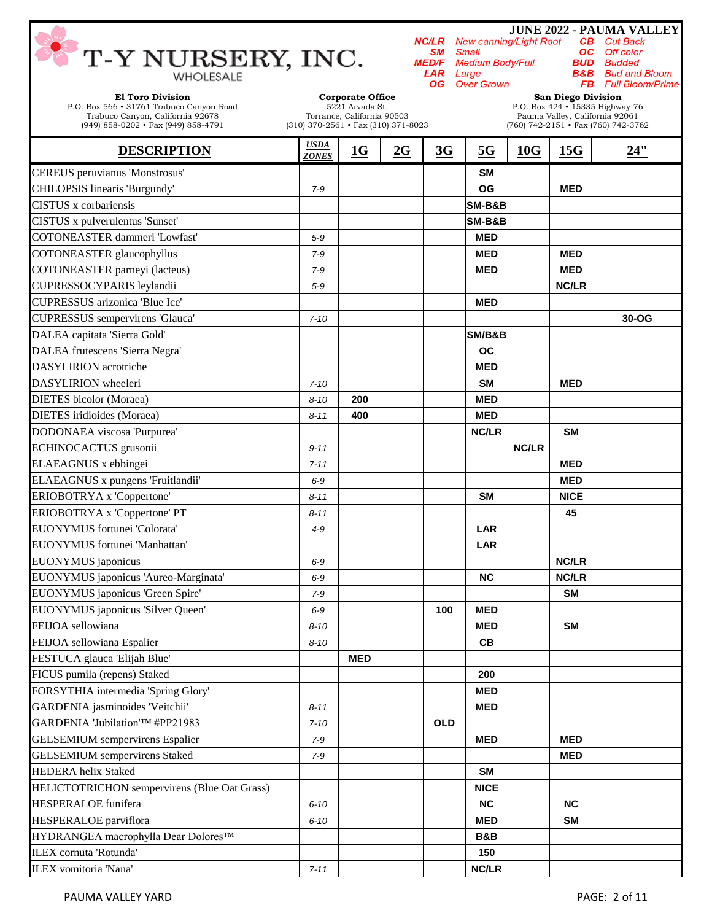# T-Y NURSERY, INC.

WHOLESALE

**JUNE 2022 - PAUMA VALLEY**

| Code | Meaning | Code | Meaning |
|---|---|---|---|
| NC/LR | New canning/Light Root | CB | Cut Back |
| SM | Small | OC | Off color |
| MED/F | Medium Body/Full | BUD | Budded |
| LAR | Large | B&B | Bud and Bloom |
| OG | Over Grown | FB | Full Bloom/Prime |

**El Toro Division**
P.O. Box 566 • 31761 Trabuco Canyon Road
Trabuco Canyon, California 92678
(949) 858-0202 • Fax (949) 858-4791

**Corporate Office**
5221 Arvada St.
Torrance, California 90503
(310) 370-2561 • Fax (310) 371-8023

**San Diego Division**
P.O. Box 424 • 15335 Highway 76
Pauma Valley, California 92061
(760) 742-2151 • Fax (760) 742-3762

| DESCRIPTION | USDA ZONES | 1G | 2G | 3G | 5G | 10G | 15G | 24" |
|---|---|---|---|---|---|---|---|---|
| CEREUS peruvianus 'Monstrosus' | | | | | SM | | | |
| CHILOPSIS linearis 'Burgundy' | 7-9 | | | | OG | | MED | |
| CISTUS x corbariensis | | | | | SM-B&B | | | |
| CISTUS x pulverulentus 'Sunset' | | | | | SM-B&B | | | |
| COTONEASTER dammeri 'Lowfast' | 5-9 | | | | MED | | | |
| COTONEASTER glaucophyllus | 7-9 | | | | MED | | MED | |
| COTONEASTER parneyi (lacteus) | 7-9 | | | | MED | | MED | |
| CUPRESSOCYPARIS leylandii | 5-9 | | | | | | NC/LR | |
| CUPRESSUS arizonica 'Blue Ice' | | | | | MED | | | |
| CUPRESSUS sempervirens 'Glauca' | 7-10 | | | | | | | 30-OG |
| DALEA capitata 'Sierra Gold' | | | | | SM/B&B | | | |
| DALEA frutescens 'Sierra Negra' | | | | | OC | | | |
| DASYLIRION acrotriche | | | | | MED | | | |
| DASYLIRION wheeleri | 7-10 | | | | SM | | MED | |
| DIETES bicolor (Moraea) | 8-10 | 200 | | | MED | | | |
| DIETES iridioides (Moraea) | 8-11 | 400 | | | MED | | | |
| DODONAEA viscosa 'Purpurea' | | | | | NC/LR | | SM | |
| ECHINOCACTUS grusonii | 9-11 | | | | | NC/LR | | |
| ELAEAGNUS x ebbingei | 7-11 | | | | | | MED | |
| ELAEAGNUS x pungens 'Fruitlandii' | 6-9 | | | | | | MED | |
| ERIOBOTRYA x 'Coppertone' | 8-11 | | | | SM | | NICE | |
| ERIOBOTRYA x 'Coppertone' PT | 8-11 | | | | | | 45 | |
| EUONYMUS fortunei 'Colorata' | 4-9 | | | | LAR | | | |
| EUONYMUS fortunei 'Manhattan' | | | | | LAR | | | |
| EUONYMUS japonicus | 6-9 | | | | | | NC/LR | |
| EUONYMUS japonicus 'Aureo-Marginata' | 6-9 | | | | NC | | NC/LR | |
| EUONYMUS japonicus 'Green Spire' | 7-9 | | | | | | SM | |
| EUONYMUS japonicus 'Silver Queen' | 6-9 | | | 100 | MED | | | |
| FEIJOA sellowiana | 8-10 | | | | MED | | SM | |
| FEIJOA sellowiana Espalier | 8-10 | | | | CB | | | |
| FESTUCA glauca 'Elijah Blue' | | MED | | | | | | |
| FICUS pumila (repens) Staked | | | | | 200 | | | |
| FORSYTHIA intermedia 'Spring Glory' | | | | | MED | | | |
| GARDENIA jasminoides 'Veitchii' | 8-11 | | | | MED | | | |
| GARDENIA 'Jubilation'™ #PP21983 | 7-10 | | | OLD | | | | |
| GELSEMIUM sempervirens Espalier | 7-9 | | | | MED | | MED | |
| GELSEMIUM sempervirens Staked | 7-9 | | | | | | MED | |
| HEDERA helix Staked | | | | | SM | | | |
| HELICTOTRICHON sempervirens (Blue Oat Grass) | | | | | NICE | | | |
| HESPERALOE funifera | 6-10 | | | | NC | | NC | |
| HESPERALOE parviflora | 6-10 | | | | MED | | SM | |
| HYDRANGEA macrophylla Dear Dolores™ | | | | | B&B | | | |
| ILEX cornuta 'Rotunda' | | | | | 150 | | | |
| ILEX vomitoria 'Nana' | 7-11 | | | | NC/LR | | | |

PAUMA VALLEY YARD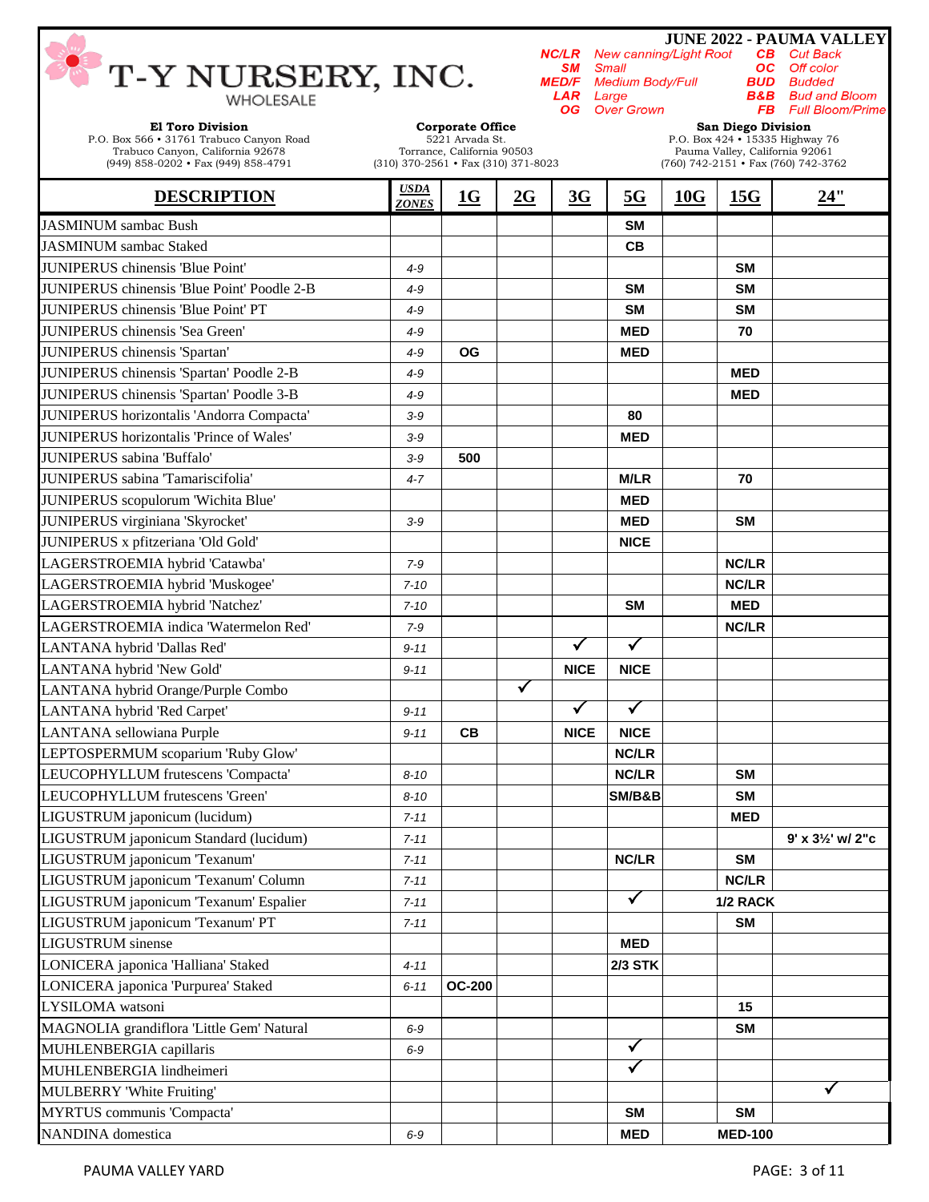# T-Y NURSERY, INC.

WHOLESALE

**JUNE 2022 - PAUMA VALLEY**

| Code | Meaning | Code | Meaning |
|---|---|---|---|
| NC/LR | New canning/Light Root | CB | Cut Back |
| SM | Small | OC | Off color |
| MED/F | Medium Body/Full | BUD | Budded |
| LAR | Large | B&B | Bud and Bloom |
| OG | Over Grown | FB | Full Bloom/Prime |

**El Toro Division**
P.O. Box 566 • 31761 Trabuco Canyon Road
Trabuco Canyon, California 92678
(949) 858-0202 • Fax (949) 858-4791

**Corporate Office**
5221 Arvada St.
Torrance, California 90503
(310) 370-2561 • Fax (310) 371-8023

**San Diego Division**
P.O. Box 424 • 15335 Highway 76
Pauma Valley, California 92061
(760) 742-2151 • Fax (760) 742-3762

| DESCRIPTION | USDA ZONES | 1G | 2G | 3G | 5G | 10G | 15G | 24" |
|---|---|---|---|---|---|---|---|---|
| JASMINUM sambac Bush | | | | | SM | | | |
| JASMINUM sambac Staked | | | | | CB | | | |
| JUNIPERUS chinensis 'Blue Point' | 4-9 | | | | | | SM | |
| JUNIPERUS chinensis 'Blue Point' Poodle 2-B | 4-9 | | | | SM | | SM | |
| JUNIPERUS chinensis 'Blue Point' PT | 4-9 | | | | SM | | SM | |
| JUNIPERUS chinensis 'Sea Green' | 4-9 | | | | MED | | 70 | |
| JUNIPERUS chinensis 'Spartan' | 4-9 | OG | | | MED | | | |
| JUNIPERUS chinensis 'Spartan' Poodle 2-B | 4-9 | | | | | | MED | |
| JUNIPERUS chinensis 'Spartan' Poodle 3-B | 4-9 | | | | | | MED | |
| JUNIPERUS horizontalis 'Andorra Compacta' | 3-9 | | | | 80 | | | |
| JUNIPERUS horizontalis 'Prince of Wales' | 3-9 | | | | MED | | | |
| JUNIPERUS sabina 'Buffalo' | 3-9 | 500 | | | | | | |
| JUNIPERUS sabina 'Tamariscifolia' | 4-7 | | | | M/LR | | 70 | |
| JUNIPERUS scopulorum 'Wichita Blue' | | | | | MED | | | |
| JUNIPERUS virginiana 'Skyrocket' | 3-9 | | | | MED | | SM | |
| JUNIPERUS x pfitzeriana 'Old Gold' | | | | | NICE | | | |
| LAGERSTROEMIA hybrid 'Catawba' | 7-9 | | | | | | NC/LR | |
| LAGERSTROEMIA hybrid 'Muskogee' | 7-10 | | | | | | NC/LR | |
| LAGERSTROEMIA hybrid 'Natchez' | 7-10 | | | | SM | | MED | |
| LAGERSTROEMIA indica 'Watermelon Red' | 7-9 | | | | | | NC/LR | |
| LANTANA hybrid 'Dallas Red' | 9-11 | | | ✓ | ✓ | | | |
| LANTANA hybrid 'New Gold' | 9-11 | | | NICE | NICE | | | |
| LANTANA hybrid Orange/Purple Combo | | | ✓ | | | | | |
| LANTANA hybrid 'Red Carpet' | 9-11 | | | ✓ | ✓ | | | |
| LANTANA sellowiana Purple | 9-11 | CB | | NICE | NICE | | | |
| LEPTOSPERMUM scoparium 'Ruby Glow' | | | | | NC/LR | | | |
| LEUCOPHYLLUM frutescens 'Compacta' | 8-10 | | | | NC/LR | | SM | |
| LEUCOPHYLLUM frutescens 'Green' | 8-10 | | | | SM/B&B | | SM | |
| LIGUSTRUM japonicum (lucidum) | 7-11 | | | | | | MED | |
| LIGUSTRUM japonicum Standard (lucidum) | 7-11 | | | | | | | 9' x 3½' w/ 2"c |
| LIGUSTRUM japonicum 'Texanum' | 7-11 | | | | NC/LR | | SM | |
| LIGUSTRUM japonicum 'Texanum' Column | 7-11 | | | | | | NC/LR | |
| LIGUSTRUM japonicum 'Texanum' Espalier | 7-11 | | | | ✓ | | 1/2 RACK | |
| LIGUSTRUM japonicum 'Texanum' PT | 7-11 | | | | | | SM | |
| LIGUSTRUM sinense | | | | | MED | | | |
| LONICERA japonica 'Halliana' Staked | 4-11 | | | | 2/3 STK | | | |
| LONICERA japonica 'Purpurea' Staked | 6-11 | OC-200 | | | | | | |
| LYSILOMA watsoni | | | | | | | 15 | |
| MAGNOLIA grandiflora 'Little Gem' Natural | 6-9 | | | | | | SM | |
| MUHLENBERGIA capillaris | 6-9 | | | | ✓ | | | |
| MUHLENBERGIA lindheimeri | | | | | ✓ | | | |
| MULBERRY 'White Fruiting' | | | | | | | | ✓ |
| MYRTUS communis 'Compacta' | | | | | SM | | SM | |
| NANDINA domestica | 6-9 | | | | MED | | MED-100 | |

PAUMA VALLEY YARD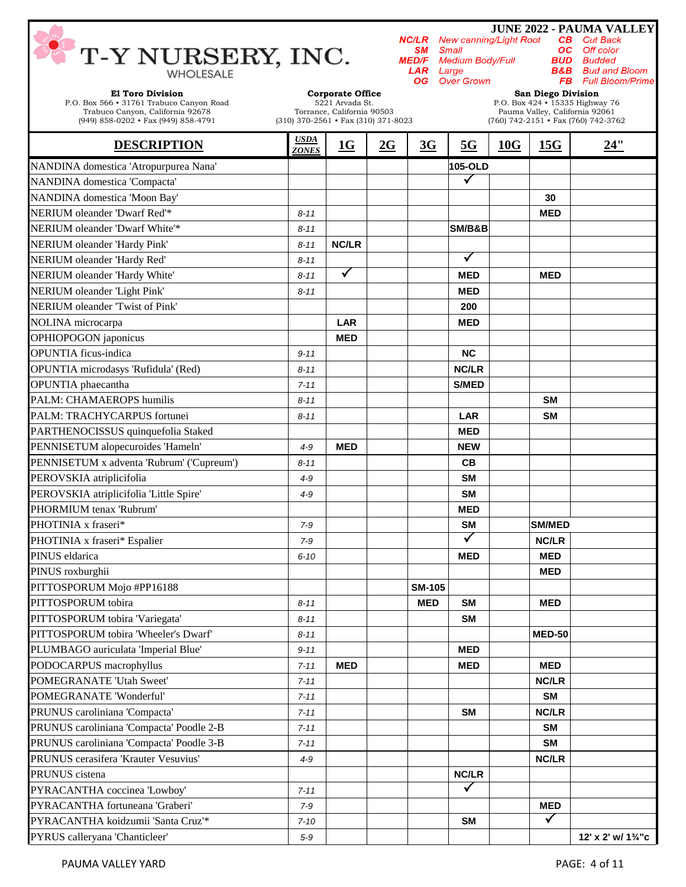# T-Y NURSERY, INC.

WHOLESALE

**JUNE 2022 - PAUMA VALLEY**

| Code | Meaning | Code | Meaning |
|---|---|---|---|
| NC/LR | New canning/Light Root | CB | Cut Back |
| SM | Small | OC | Off color |
| MED/F | Medium Body/Full | BUD | Budded |
| LAR | Large | B&B | Bud and Bloom |
| OG | Over Grown | FB | Full Bloom/Prime |

**El Toro Division**
P.O. Box 566 • 31761 Trabuco Canyon Road
Trabuco Canyon, California 92678
(949) 858-0202 • Fax (949) 858-4791

**Corporate Office**
5221 Arvada St.
Torrance, California 90503
(310) 370-2561 • Fax (310) 371-8023

**San Diego Division**
P.O. Box 424 • 15335 Highway 76
Pauma Valley, California 92061
(760) 742-2151 • Fax (760) 742-3762

| DESCRIPTION | USDA ZONES | 1G | 2G | 3G | 5G | 10G | 15G | 24" |
|---|---|---|---|---|---|---|---|---|
| NANDINA domestica 'Atropurpurea Nana' | | | | | 105-OLD | | | |
| NANDINA domestica 'Compacta' | | | | | ✓ | | | |
| NANDINA domestica 'Moon Bay' | | | | | | | 30 | |
| NERIUM oleander 'Dwarf Red'* | 8-11 | | | | | | MED | |
| NERIUM oleander 'Dwarf White'* | 8-11 | | | | SM/B&B | | | |
| NERIUM oleander 'Hardy Pink' | 8-11 | NC/LR | | | | | | |
| NERIUM oleander 'Hardy Red' | 8-11 | | | | ✓ | | | |
| NERIUM oleander 'Hardy White' | 8-11 | ✓ | | | MED | | MED | |
| NERIUM oleander 'Light Pink' | 8-11 | | | | MED | | | |
| NERIUM oleander 'Twist of Pink' | | | | | 200 | | | |
| NOLINA microcarpa | | LAR | | | MED | | | |
| OPHIOPOGON japonicus | | MED | | | | | | |
| OPUNTIA ficus-indica | 9-11 | | | | NC | | | |
| OPUNTIA microdasys 'Rufidula' (Red) | 8-11 | | | | NC/LR | | | |
| OPUNTIA phaecantha | 7-11 | | | | S/MED | | | |
| PALM: CHAMAEROPS humilis | 8-11 | | | | | | SM | |
| PALM: TRACHYCARPUS fortunei | 8-11 | | | | LAR | | SM | |
| PARTHENOCISSUS quinquefolia Staked | | | | | MED | | | |
| PENNISETUM alopecuroides 'Hameln' | 4-9 | MED | | | NEW | | | |
| PENNISETUM x adventa 'Rubrum' ('Cupreum') | 8-11 | | | | CB | | | |
| PEROVSKIA atriplicifolia | 4-9 | | | | SM | | | |
| PEROVSKIA atriplicifolia 'Little Spire' | 4-9 | | | | SM | | | |
| PHORMIUM tenax 'Rubrum' | | | | | MED | | | |
| PHOTINIA x fraseri* | 7-9 | | | | SM | | SM/MED | |
| PHOTINIA x fraseri* Espalier | 7-9 | | | | ✓ | | NC/LR | |
| PINUS eldarica | 6-10 | | | | MED | | MED | |
| PINUS roxburghii | | | | | | | MED | |
| PITTOSPORUM Mojo #PP16188 | | | | SM-105 | | | | |
| PITTOSPORUM tobira | 8-11 | | | MED | SM | | MED | |
| PITTOSPORUM tobira 'Variegata' | 8-11 | | | | SM | | | |
| PITTOSPORUM tobira 'Wheeler's Dwarf' | 8-11 | | | | | | MED-50 | |
| PLUMBAGO auriculata 'Imperial Blue' | 9-11 | | | | MED | | | |
| PODOCARPUS macrophyllus | 7-11 | MED | | | MED | | MED | |
| POMEGRANATE 'Utah Sweet' | 7-11 | | | | | | NC/LR | |
| POMEGRANATE 'Wonderful' | 7-11 | | | | | | SM | |
| PRUNUS caroliniana 'Compacta' | 7-11 | | | | SM | | NC/LR | |
| PRUNUS caroliniana 'Compacta' Poodle 2-B | 7-11 | | | | | | SM | |
| PRUNUS caroliniana 'Compacta' Poodle 3-B | 7-11 | | | | | | SM | |
| PRUNUS cerasifera 'Krauter Vesuvius' | 4-9 | | | | | | NC/LR | |
| PRUNUS cistena | | | | | NC/LR | | | |
| PYRACANTHA coccinea 'Lowboy' | 7-11 | | | | ✓ | | | |
| PYRACANTHA fortuneana 'Graberi' | 7-9 | | | | | | MED | |
| PYRACANTHA koidzumii 'Santa Cruz'* | 7-10 | | | | SM | | ✓ | |
| PYRUS calleryana 'Chanticleer' | 5-9 | | | | | | | 12' x 2' w/ 1¾"c |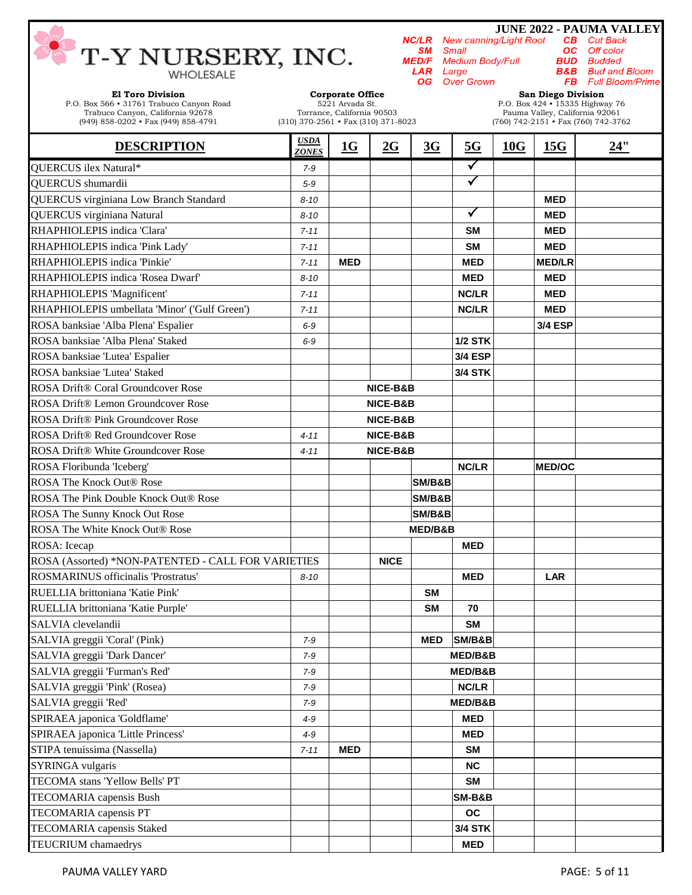# T-Y NURSERY, INC.

WHOLESALE

**JUNE 2022 - PAUMA VALLEY**

| | | | |
|---|---|---|---|
| **NC/LR** | New canning/Light Root | **CB** | Cut Back |
| **SM** | Small | **OC** | Off color |
| **MED/F** | Medium Body/Full | **BUD** | Budded |
| **LAR** | Large | **B&B** | Bud and Bloom |
| **OG** | Over Grown | **FB** | Full Bloom/Prime |

**El Toro Division**
P.O. Box 566 • 31761 Trabuco Canyon Road
Trabuco Canyon, California 92678
(949) 858-0202 • Fax (949) 858-4791

**Corporate Office**
5221 Arvada St.
Torrance, California 90503
(310) 370-2561 • Fax (310) 371-8023

**San Diego Division**
P.O. Box 424 • 15335 Highway 76
Pauma Valley, California 92061
(760) 742-2151 • Fax (760) 742-3762

| DESCRIPTION | USDA ZONES | 1G | 2G | 3G | 5G | 10G | 15G | 24" |
|---|---|---|---|---|---|---|---|---|
| QUERCUS ilex Natural* | 7-9 | | | | ✓ | | | |
| QUERCUS shumardii | 5-9 | | | | ✓ | | | |
| QUERCUS virginiana Low Branch Standard | 8-10 | | | | | | MED | |
| QUERCUS virginiana Natural | 8-10 | | | | ✓ | | MED | |
| RHAPHIOLEPIS indica 'Clara' | 7-11 | | | | SM | | MED | |
| RHAPHIOLEPIS indica 'Pink Lady' | 7-11 | | | | SM | | MED | |
| RHAPHIOLEPIS indica 'Pinkie' | 7-11 | MED | | | MED | | MED/LR | |
| RHAPHIOLEPIS indica 'Rosea Dwarf' | 8-10 | | | | MED | | MED | |
| RHAPHIOLEPIS 'Magnificent' | 7-11 | | | | NC/LR | | MED | |
| RHAPHIOLEPIS umbellata 'Minor' ('Gulf Green') | 7-11 | | | | NC/LR | | MED | |
| ROSA banksiae 'Alba Plena' Espalier | 6-9 | | | | | | 3/4 ESP | |
| ROSA banksiae 'Alba Plena' Staked | 6-9 | | | | 1/2 STK | | | |
| ROSA banksiae 'Lutea' Espalier | | | | | 3/4 ESP | | | |
| ROSA banksiae 'Lutea' Staked | | | | | 3/4 STK | | | |
| ROSA Drift® Coral Groundcover Rose | | | NICE-B&B | | | | | |
| ROSA Drift® Lemon Groundcover Rose | | | NICE-B&B | | | | | |
| ROSA Drift® Pink Groundcover Rose | | | NICE-B&B | | | | | |
| ROSA Drift® Red Groundcover Rose | 4-11 | | NICE-B&B | | | | | |
| ROSA Drift® White Groundcover Rose | 4-11 | | NICE-B&B | | | | | |
| ROSA Floribunda 'Iceberg' | | | | | NC/LR | | MED/OC | |
| ROSA The Knock Out® Rose | | | | SM/B&B | | | | |
| ROSA The Pink Double Knock Out® Rose | | | | SM/B&B | | | | |
| ROSA The Sunny Knock Out Rose | | | | SM/B&B | | | | |
| ROSA The White Knock Out® Rose | | | | MED/B&B | | | | |
| ROSA: Icecap | | | | | MED | | | |
| ROSA (Assorted) *NON-PATENTED - CALL FOR VARIETIES | | | NICE | | | | | |
| ROSMARINUS officinalis 'Prostratus' | 8-10 | | | | MED | | LAR | |
| RUELLIA brittoniana 'Katie Pink' | | | | SM | | | | |
| RUELLIA brittoniana 'Katie Purple' | | | | SM | 70 | | | |
| SALVIA clevelandii | | | | | SM | | | |
| SALVIA greggii 'Coral' (Pink) | 7-9 | | | MED | SM/B&B | | | |
| SALVIA greggii 'Dark Dancer' | 7-9 | | | | MED/B&B | | | |
| SALVIA greggii 'Furman's Red' | 7-9 | | | | MED/B&B | | | |
| SALVIA greggii 'Pink' (Rosea) | 7-9 | | | | NC/LR | | | |
| SALVIA greggii 'Red' | 7-9 | | | | MED/B&B | | | |
| SPIRAEA japonica 'Goldflame' | 4-9 | | | | MED | | | |
| SPIRAEA japonica 'Little Princess' | 4-9 | | | | MED | | | |
| STIPA tenuissima (Nassella) | 7-11 | MED | | | SM | | | |
| SYRINGA vulgaris | | | | | NC | | | |
| TECOMA stans 'Yellow Bells' PT | | | | | SM | | | |
| TECOMARIA capensis Bush | | | | | SM-B&B | | | |
| TECOMARIA capensis PT | | | | | OC | | | |
| TECOMARIA capensis Staked | | | | | 3/4 STK | | | |
| TEUCRIUM chamaedrys | | | | | MED | | | |

PAUMA VALLEY YARD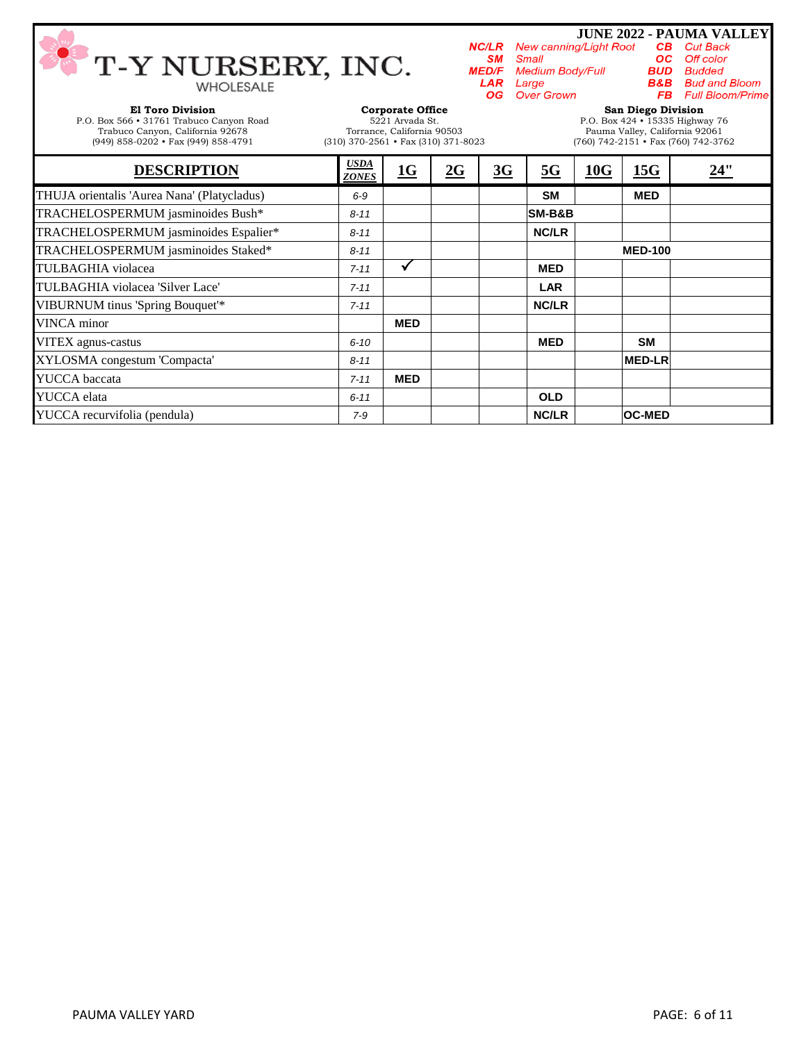# T-Y NURSERY, INC.

WHOLESALE

**JUNE 2022 - PAUMA VALLEY**

| | | | |
|---|---|---|---|
| **NC/LR** | *New canning/Light Root* | **CB** | *Cut Back* |
| **SM** | *Small* | **OC** | *Off color* |
| **MED/F** | *Medium Body/Full* | **BUD** | *Budded* |
| **LAR** | *Large* | **B&B** | *Bud and Bloom* |
| **OG** | *Over Grown* | **FB** | *Full Bloom/Prime* |

**El Toro Division**
P.O. Box 566 • 31761 Trabuco Canyon Road
Trabuco Canyon, California 92678
(949) 858-0202 • Fax (949) 858-4791

**Corporate Office**
5221 Arvada St.
Torrance, California 90503
(310) 370-2561 • Fax (310) 371-8023

**San Diego Division**
P.O. Box 424 • 15335 Highway 76
Pauma Valley, California 92061
(760) 742-2151 • Fax (760) 742-3762

| DESCRIPTION | USDA ZONES | 1G | 2G | 3G | 5G | 10G | 15G | 24" |
|---|---|---|---|---|---|---|---|---|
| THUJA orientalis 'Aurea Nana' (Platycladus) | 6-9 | | | | SM | | MED | |
| TRACHELOSPERMUM jasminoides Bush* | 8-11 | | | | SM-B&B | | | |
| TRACHELOSPERMUM jasminoides Espalier* | 8-11 | | | | NC/LR | | | |
| TRACHELOSPERMUM jasminoides Staked* | 8-11 | | | | | | MED-100 | |
| TULBAGHIA violacea | 7-11 | ✓ | | | MED | | | |
| TULBAGHIA violacea 'Silver Lace' | 7-11 | | | | LAR | | | |
| VIBURNUM tinus 'Spring Bouquet'* | 7-11 | | | | NC/LR | | | |
| VINCA minor | | MED | | | | | | |
| VITEX agnus-castus | 6-10 | | | | MED | | SM | |
| XYLOSMA congestum 'Compacta' | 8-11 | | | | | | MED-LR | |
| YUCCA baccata | 7-11 | MED | | | | | | |
| YUCCA elata | 6-11 | | | | OLD | | | |
| YUCCA recurvifolia (pendula) | 7-9 | | | | NC/LR | | OC-MED | |

PAUMA VALLEY YARD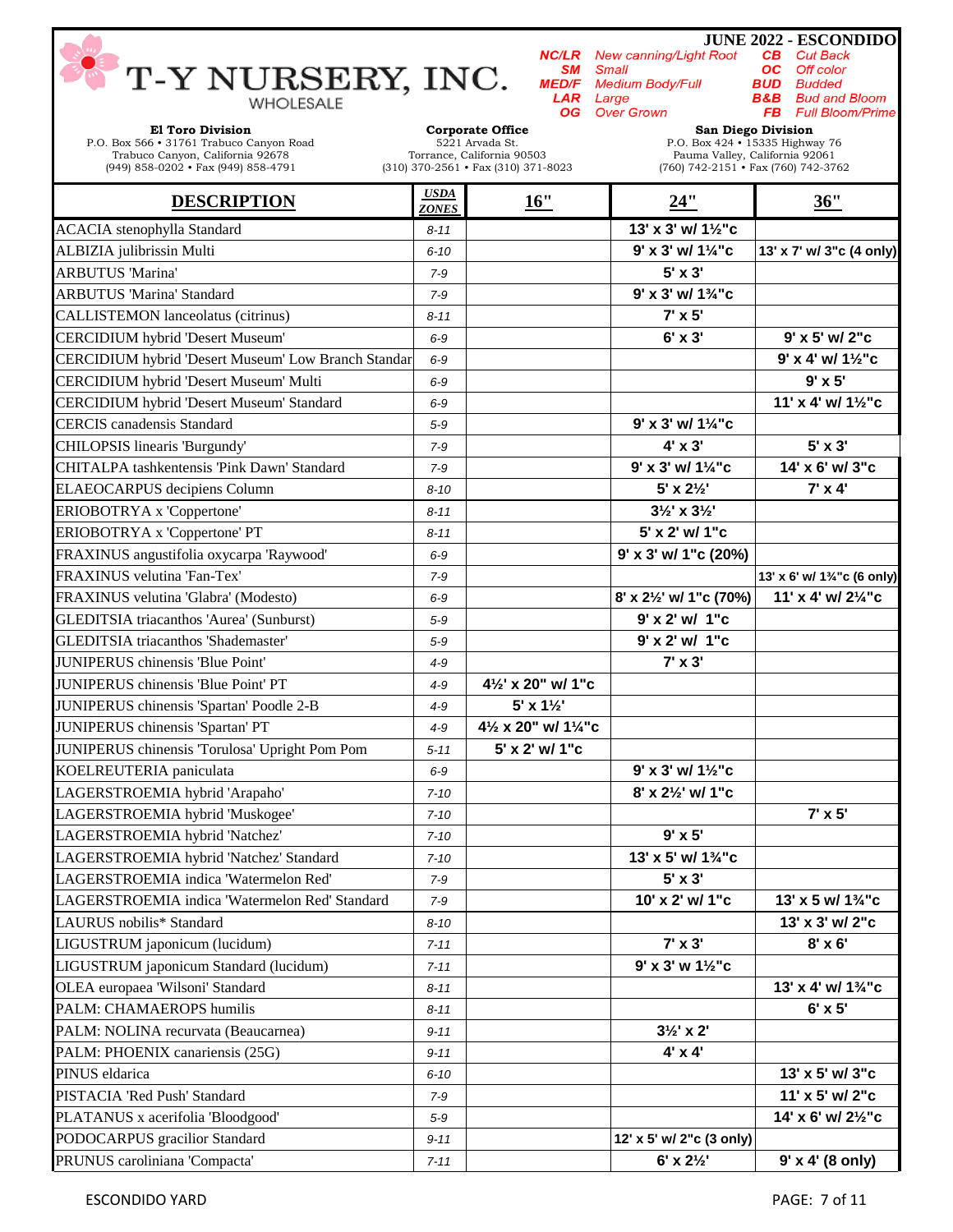# T-Y NURSERY, INC.

WHOLESALE

**JUNE 2022 - ESCONDIDO**

| | | | |
|---|---|---|---|
| **NC/LR** | *New canning/Light Root* | **CB** | *Cut Back* |
| **SM** | *Small* | **OC** | *Off color* |
| **MED/F** | *Medium Body/Full* | **BUD** | *Budded* |
| **LAR** | *Large* | **B&B** | *Bud and Bloom* |
| **OG** | *Over Grown* | **FB** | *Full Bloom/Prime* |

**El Toro Division**
P.O. Box 566 • 31761 Trabuco Canyon Road
Trabuco Canyon, California 92678
(949) 858-0202 • Fax (949) 858-4791

**Corporate Office**
5221 Arvada St.
Torrance, California 90503
(310) 370-2561 • Fax (310) 371-8023

**San Diego Division**
P.O. Box 424 • 15335 Highway 76
Pauma Valley, California 92061
(760) 742-2151 • Fax (760) 742-3762

| DESCRIPTION | USDA ZONES | 16" | 24" | 36" |
|---|---|---|---|---|
| ACACIA stenophylla Standard | 8-11 | | 13' x 3' w/ 1½"c | |
| ALBIZIA julibrissin Multi | 6-10 | | 9' x 3' w/ 1¼"c | 13' x 7' w/ 3"c (4 only) |
| ARBUTUS 'Marina' | 7-9 | | 5' x 3' | |
| ARBUTUS 'Marina' Standard | 7-9 | | 9' x 3' w/ 1¾"c | |
| CALLISTEMON lanceolatus (citrinus) | 8-11 | | 7' x 5' | |
| CERCIDIUM hybrid 'Desert Museum' | 6-9 | | 6' x 3' | 9' x 5' w/ 2"c |
| CERCIDIUM hybrid 'Desert Museum' Low Branch Standar | 6-9 | | | 9' x 4' w/ 1½"c |
| CERCIDIUM hybrid 'Desert Museum' Multi | 6-9 | | | 9' x 5' |
| CERCIDIUM hybrid 'Desert Museum' Standard | 6-9 | | | 11' x 4' w/ 1½"c |
| CERCIS canadensis Standard | 5-9 | | 9' x 3' w/ 1¼"c | |
| CHILOPSIS linearis 'Burgundy' | 7-9 | | 4' x 3' | 5' x 3' |
| CHITALPA tashkentensis 'Pink Dawn' Standard | 7-9 | | 9' x 3' w/ 1¼"c | 14' x 6' w/ 3"c |
| ELAEOCARPUS decipiens Column | 8-10 | | 5' x 2½' | 7' x 4' |
| ERIOBOTRYA x 'Coppertone' | 8-11 | | 3½' x 3½' | |
| ERIOBOTRYA x 'Coppertone' PT | 8-11 | | 5' x 2' w/ 1"c | |
| FRAXINUS angustifolia oxycarpa 'Raywood' | 6-9 | | 9' x 3' w/ 1"c (20%) | |
| FRAXINUS velutina 'Fan-Tex' | 7-9 | | | 13' x 6' w/ 1¾"c (6 only) |
| FRAXINUS velutina 'Glabra' (Modesto) | 6-9 | | 8' x 2½' w/ 1"c (70%) | 11' x 4' w/ 2¼"c |
| GLEDITSIA triacanthos 'Aurea' (Sunburst) | 5-9 | | 9' x 2' w/ 1"c | |
| GLEDITSIA triacanthos 'Shademaster' | 5-9 | | 9' x 2' w/ 1"c | |
| JUNIPERUS chinensis 'Blue Point' | 4-9 | | 7' x 3' | |
| JUNIPERUS chinensis 'Blue Point' PT | 4-9 | 4½' x 20" w/ 1"c | | |
| JUNIPERUS chinensis 'Spartan' Poodle 2-B | 4-9 | 5' x 1½' | | |
| JUNIPERUS chinensis 'Spartan' PT | 4-9 | 4½ x 20" w/ 1¼"c | | |
| JUNIPERUS chinensis 'Torulosa' Upright Pom Pom | 5-11 | 5' x 2' w/ 1"c | | |
| KOELREUTERIA paniculata | 6-9 | | 9' x 3' w/ 1½"c | |
| LAGERSTROEMIA hybrid 'Arapaho' | 7-10 | | 8' x 2½' w/ 1"c | |
| LAGERSTROEMIA hybrid 'Muskogee' | 7-10 | | | 7' x 5' |
| LAGERSTROEMIA hybrid 'Natchez' | 7-10 | | 9' x 5' | |
| LAGERSTROEMIA hybrid 'Natchez' Standard | 7-10 | | 13' x 5' w/ 1¾"c | |
| LAGERSTROEMIA indica 'Watermelon Red' | 7-9 | | 5' x 3' | |
| LAGERSTROEMIA indica 'Watermelon Red' Standard | 7-9 | | 10' x 2' w/ 1"c | 13' x 5 w/ 1¾"c |
| LAURUS nobilis* Standard | 8-10 | | | 13' x 3' w/ 2"c |
| LIGUSTRUM japonicum (lucidum) | 7-11 | | 7' x 3' | 8' x 6' |
| LIGUSTRUM japonicum Standard (lucidum) | 7-11 | | 9' x 3' w 1½"c | |
| OLEA europaea 'Wilsoni' Standard | 8-11 | | | 13' x 4' w/ 1¾"c |
| PALM: CHAMAEROPS humilis | 8-11 | | | 6' x 5' |
| PALM: NOLINA recurvata (Beaucarnea) | 9-11 | | 3½' x 2' | |
| PALM: PHOENIX canariensis (25G) | 9-11 | | 4' x 4' | |
| PINUS eldarica | 6-10 | | | 13' x 5' w/ 3"c |
| PISTACIA 'Red Push' Standard | 7-9 | | | 11' x 5' w/ 2"c |
| PLATANUS x acerifolia 'Bloodgood' | 5-9 | | | 14' x 6' w/ 2½"c |
| PODOCARPUS gracilior Standard | 9-11 | | 12' x 5' w/ 2"c (3 only) | |
| PRUNUS caroliniana 'Compacta' | 7-11 | | 6' x 2½' | 9' x 4' (8 only) |

ESCONDIDO YARD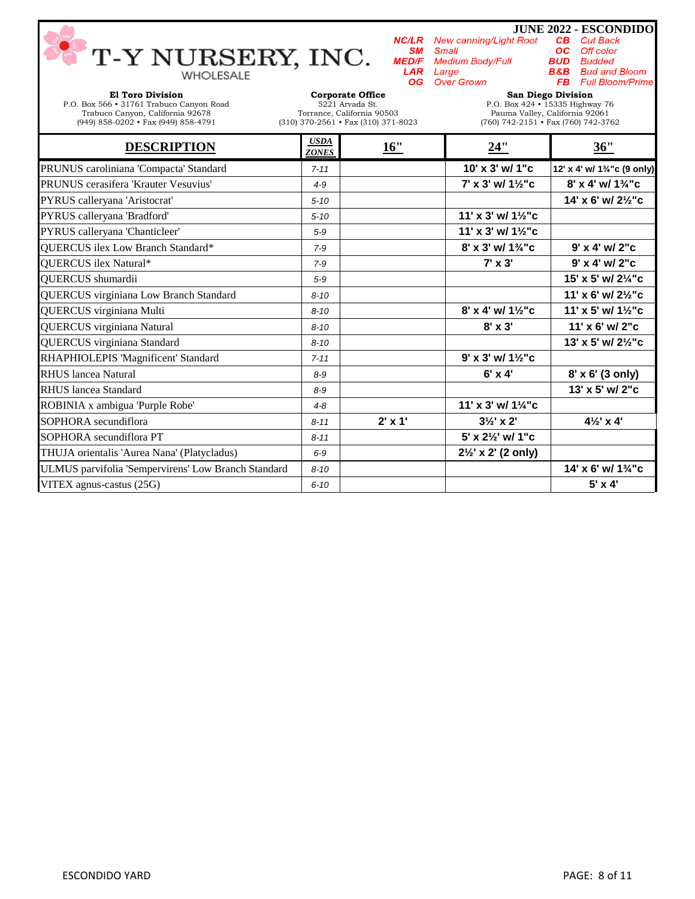# T-Y NURSERY, INC.

WHOLESALE

**JUNE 2022 - ESCONDIDO**

| | | | |
|---|---|---|---|
| ***NC/LR*** | *New canning/Light Root* | ***CB*** | *Cut Back* |
| ***SM*** | *Small* | ***OC*** | *Off color* |
| ***MED/F*** | *Medium Body/Full* | ***BUD*** | *Budded* |
| ***LAR*** | *Large* | ***B&B*** | *Bud and Bloom* |
| ***OG*** | *Over Grown* | ***FB*** | *Full Bloom/Prime* |

**El Toro Division**
P.O. Box 566 • 31761 Trabuco Canyon Road
Trabuco Canyon, California 92678
(949) 858-0202 • Fax (949) 858-4791

**Corporate Office**
5221 Arvada St.
Torrance, California 90503
(310) 370-2561 • Fax (310) 371-8023

**San Diego Division**
P.O. Box 424 • 15335 Highway 76
Pauma Valley, California 92061
(760) 742-2151 • Fax (760) 742-3762

| DESCRIPTION | USDA ZONES | 16" | 24" | 36" |
|---|---|---|---|---|
| PRUNUS caroliniana 'Compacta' Standard | 7-11 | | 10' x 3' w/ 1"c | 12' x 4' w/ 1¾"c (9 only) |
| PRUNUS cerasifera 'Krauter Vesuvius' | 4-9 | | 7' x 3' w/ 1½"c | 8' x 4' w/ 1¾"c |
| PYRUS calleryana 'Aristocrat' | 5-10 | | | 14' x 6' w/ 2½"c |
| PYRUS calleryana 'Bradford' | 5-10 | | 11' x 3' w/ 1½"c | |
| PYRUS calleryana 'Chanticleer' | 5-9 | | 11' x 3' w/ 1½"c | |
| QUERCUS ilex Low Branch Standard* | 7-9 | | 8' x 3' w/ 1¾"c | 9' x 4' w/ 2"c |
| QUERCUS ilex Natural* | 7-9 | | 7' x 3' | 9' x 4' w/ 2"c |
| QUERCUS shumardii | 5-9 | | | 15' x 5' w/ 2¼"c |
| QUERCUS virginiana Low Branch Standard | 8-10 | | | 11' x 6' w/ 2½"c |
| QUERCUS virginiana Multi | 8-10 | | 8' x 4' w/ 1½"c | 11' x 5' w/ 1½"c |
| QUERCUS virginiana Natural | 8-10 | | 8' x 3' | 11' x 6' w/ 2"c |
| QUERCUS virginiana Standard | 8-10 | | | 13' x 5' w/ 2½"c |
| RHAPHIOLEPIS 'Magnificent' Standard | 7-11 | | 9' x 3' w/ 1½"c | |
| RHUS lancea Natural | 8-9 | | 6' x 4' | 8' x 6' (3 only) |
| RHUS lancea Standard | 8-9 | | | 13' x 5' w/ 2"c |
| ROBINIA x ambigua 'Purple Robe' | 4-8 | | 11' x 3' w/ 1¼"c | |
| SOPHORA secundiflora | 8-11 | 2' x 1' | 3½' x 2' | 4½' x 4' |
| SOPHORA secundiflora PT | 8-11 | | 5' x 2½' w/ 1"c | |
| THUJA orientalis 'Aurea Nana' (Platycladus) | 6-9 | | 2½' x 2' (2 only) | |
| ULMUS parvifolia 'Sempervirens' Low Branch Standard | 8-10 | | | 14' x 6' w/ 1¾"c |
| VITEX agnus-castus (25G) | 6-10 | | | 5' x 4' |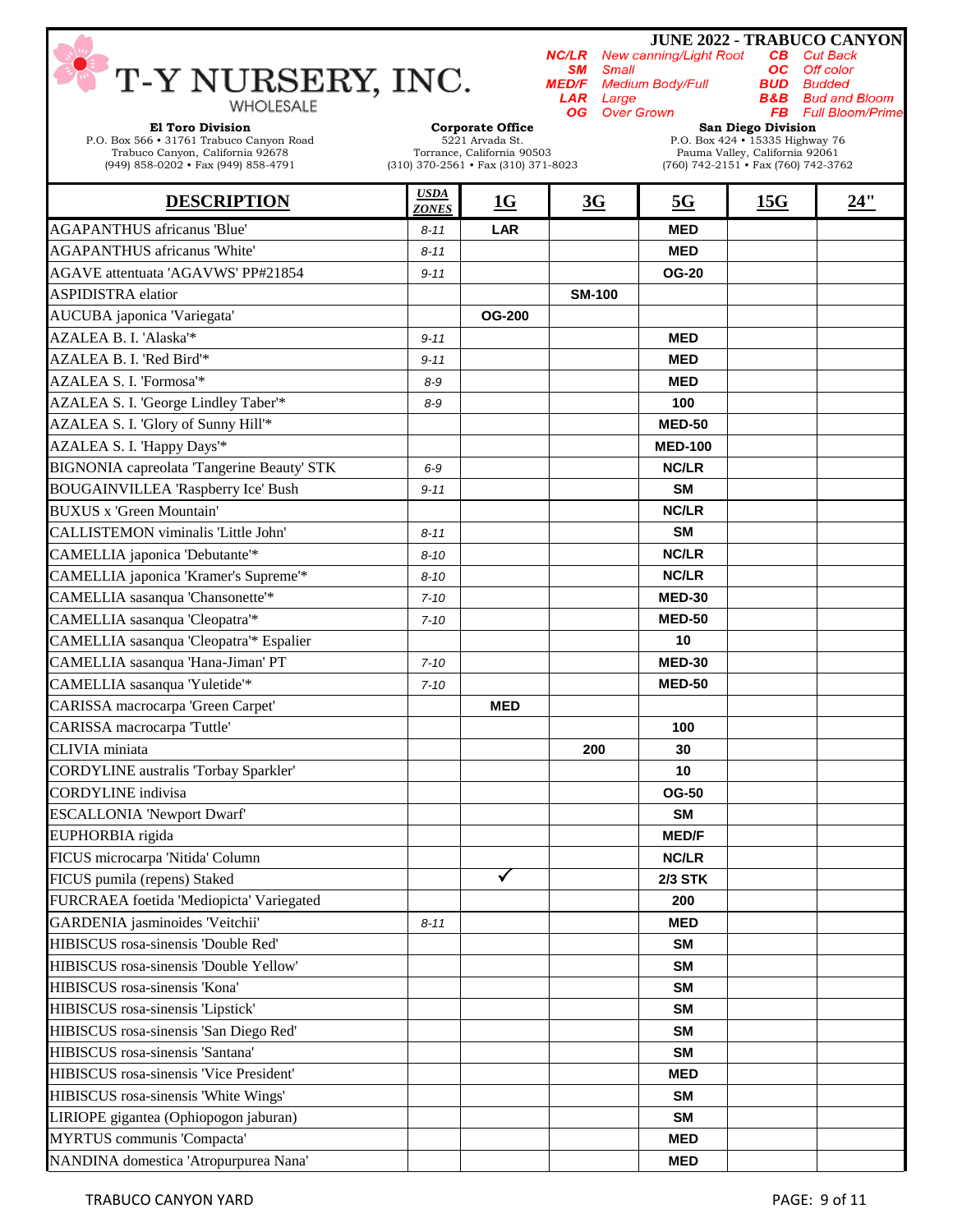# T-Y NURSERY, INC.

WHOLESALE

**JUNE 2022 - TRABUCO CANYON**

| Code | Meaning | Code | Meaning |
|---|---|---|---|
| NC/LR | New canning/Light Root | CB | Cut Back |
| SM | Small | OC | Off color |
| MED/F | Medium Body/Full | BUD | Budded |
| LAR | Large | B&B | Bud and Bloom |
| OG | Over Grown | FB | Full Bloom/Prime |

**El Toro Division**
P.O. Box 566 • 31761 Trabuco Canyon Road
Trabuco Canyon, California 92678
(949) 858-0202 • Fax (949) 858-4791

**Corporate Office**
5221 Arvada St.
Torrance, California 90503
(310) 370-2561 • Fax (310) 371-8023

**San Diego Division**
P.O. Box 424 • 15335 Highway 76
Pauma Valley, California 92061
(760) 742-2151 • Fax (760) 742-3762

| DESCRIPTION | USDA ZONES | 1G | 3G | 5G | 15G | 24" |
|---|---|---|---|---|---|---|
| AGAPANTHUS africanus 'Blue' | 8-11 | LAR | | MED | | |
| AGAPANTHUS africanus 'White' | 8-11 | | | MED | | |
| AGAVE attentuata 'AGAVWS' PP#21854 | 9-11 | | | OG-20 | | |
| ASPIDISTRA elatior | | | SM-100 | | | |
| AUCUBA japonica 'Variegata' | | OG-200 | | | | |
| AZALEA B. I. 'Alaska'* | 9-11 | | | MED | | |
| AZALEA B. I. 'Red Bird'* | 9-11 | | | MED | | |
| AZALEA S. I. 'Formosa'* | 8-9 | | | MED | | |
| AZALEA S. I. 'George Lindley Taber'* | 8-9 | | | 100 | | |
| AZALEA S. I. 'Glory of Sunny Hill'* | | | | MED-50 | | |
| AZALEA S. I. 'Happy Days'* | | | | MED-100 | | |
| BIGNONIA capreolata 'Tangerine Beauty' STK | 6-9 | | | NC/LR | | |
| BOUGAINVILLEA 'Raspberry Ice' Bush | 9-11 | | | SM | | |
| BUXUS x 'Green Mountain' | | | | NC/LR | | |
| CALLISTEMON viminalis 'Little John' | 8-11 | | | SM | | |
| CAMELLIA japonica 'Debutante'* | 8-10 | | | NC/LR | | |
| CAMELLIA japonica 'Kramer's Supreme'* | 8-10 | | | NC/LR | | |
| CAMELLIA sasanqua 'Chansonette'* | 7-10 | | | MED-30 | | |
| CAMELLIA sasanqua 'Cleopatra'* | 7-10 | | | MED-50 | | |
| CAMELLIA sasanqua 'Cleopatra'* Espalier | | | | 10 | | |
| CAMELLIA sasanqua 'Hana-Jiman' PT | 7-10 | | | MED-30 | | |
| CAMELLIA sasanqua 'Yuletide'* | 7-10 | | | MED-50 | | |
| CARISSA macrocarpa 'Green Carpet' | | MED | | | | |
| CARISSA macrocarpa 'Tuttle' | | | | 100 | | |
| CLIVIA miniata | | | 200 | 30 | | |
| CORDYLINE australis 'Torbay Sparkler' | | | | 10 | | |
| CORDYLINE indivisa | | | | OG-50 | | |
| ESCALLONIA 'Newport Dwarf' | | | | SM | | |
| EUPHORBIA rigida | | | | MED/F | | |
| FICUS microcarpa 'Nitida' Column | | | | NC/LR | | |
| FICUS pumila (repens) Staked | | ✓ | | 2/3 STK | | |
| FURCRAEA foetida 'Mediopicta' Variegated | | | | 200 | | |
| GARDENIA jasminoides 'Veitchii' | 8-11 | | | MED | | |
| HIBISCUS rosa-sinensis 'Double Red' | | | | SM | | |
| HIBISCUS rosa-sinensis 'Double Yellow' | | | | SM | | |
| HIBISCUS rosa-sinensis 'Kona' | | | | SM | | |
| HIBISCUS rosa-sinensis 'Lipstick' | | | | SM | | |
| HIBISCUS rosa-sinensis 'San Diego Red' | | | | SM | | |
| HIBISCUS rosa-sinensis 'Santana' | | | | SM | | |
| HIBISCUS rosa-sinensis 'Vice President' | | | | MED | | |
| HIBISCUS rosa-sinensis 'White Wings' | | | | SM | | |
| LIRIOPE gigantea (Ophiopogon jaburan) | | | | SM | | |
| MYRTUS communis 'Compacta' | | | | MED | | |
| NANDINA domestica 'Atropurpurea Nana' | | | | MED | | |

TRABUCO CANYON YARD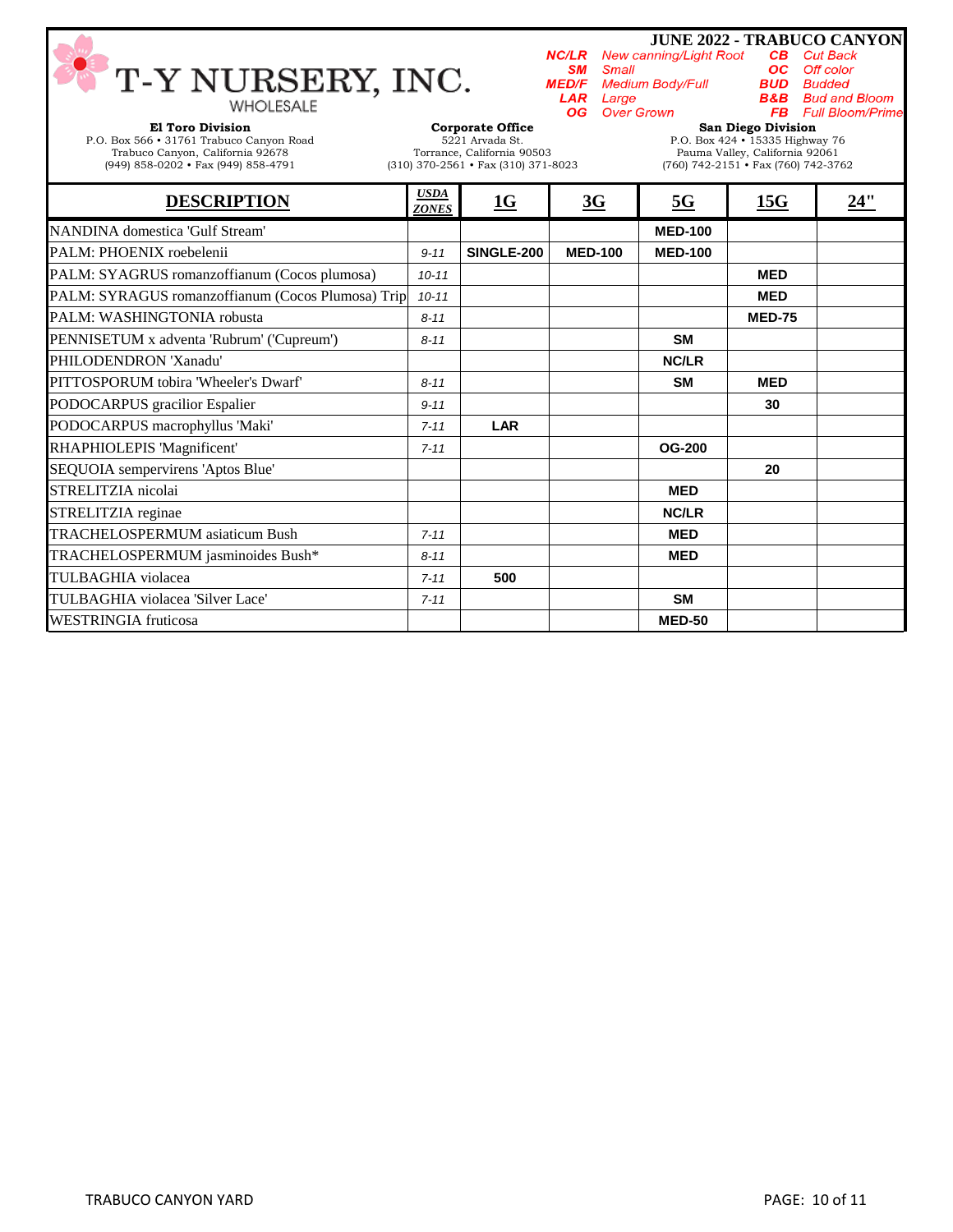# T-Y NURSERY, INC.

WHOLESALE

**JUNE 2022 - TRABUCO CANYON**

| Code | Meaning | Code | Meaning |
|---|---|---|---|
| **NC/LR** | *New canning/Light Root* | **CB** | *Cut Back* |
| **SM** | *Small* | **OC** | *Off color* |
| **MED/F** | *Medium Body/Full* | **BUD** | *Budded* |
| **LAR** | *Large* | **B&B** | *Bud and Bloom* |
| **OG** | *Over Grown* | **FB** | *Full Bloom/Prime* |

**El Toro Division**
P.O. Box 566 • 31761 Trabuco Canyon Road
Trabuco Canyon, California 92678
(949) 858-0202 • Fax (949) 858-4791

**Corporate Office**
5221 Arvada St.
Torrance, California 90503
(310) 370-2561 • Fax (310) 371-8023

**San Diego Division**
P.O. Box 424 • 15335 Highway 76
Pauma Valley, California 92061
(760) 742-2151 • Fax (760) 742-3762

| DESCRIPTION | USDA ZONES | 1G | 3G | 5G | 15G | 24" |
|---|---|---|---|---|---|---|
| NANDINA domestica 'Gulf Stream' | | | | MED-100 | | |
| PALM: PHOENIX roebelenii | 9-11 | SINGLE-200 | MED-100 | MED-100 | | |
| PALM: SYAGRUS romanzoffianum (Cocos plumosa) | 10-11 | | | | MED | |
| PALM: SYRAGUS romanzoffianum (Cocos Plumosa) Trip | 10-11 | | | | MED | |
| PALM: WASHINGTONIA robusta | 8-11 | | | | MED-75 | |
| PENNISETUM x adventa 'Rubrum' ('Cupreum') | 8-11 | | | SM | | |
| PHILODENDRON 'Xanadu' | | | | NC/LR | | |
| PITTOSPORUM tobira 'Wheeler's Dwarf' | 8-11 | | | SM | MED | |
| PODOCARPUS gracilior Espalier | 9-11 | | | | 30 | |
| PODOCARPUS macrophyllus 'Maki' | 7-11 | LAR | | | | |
| RHAPHIOLEPIS 'Magnificent' | 7-11 | | | OG-200 | | |
| SEQUOIA sempervirens 'Aptos Blue' | | | | | 20 | |
| STRELITZIA nicolai | | | | MED | | |
| STRELITZIA reginae | | | | NC/LR | | |
| TRACHELOSPERMUM asiaticum Bush | 7-11 | | | MED | | |
| TRACHELOSPERMUM jasminoides Bush* | 8-11 | | | MED | | |
| TULBAGHIA violacea | 7-11 | 500 | | | | |
| TULBAGHIA violacea 'Silver Lace' | 7-11 | | | SM | | |
| WESTRINGIA fruticosa | | | | MED-50 | | |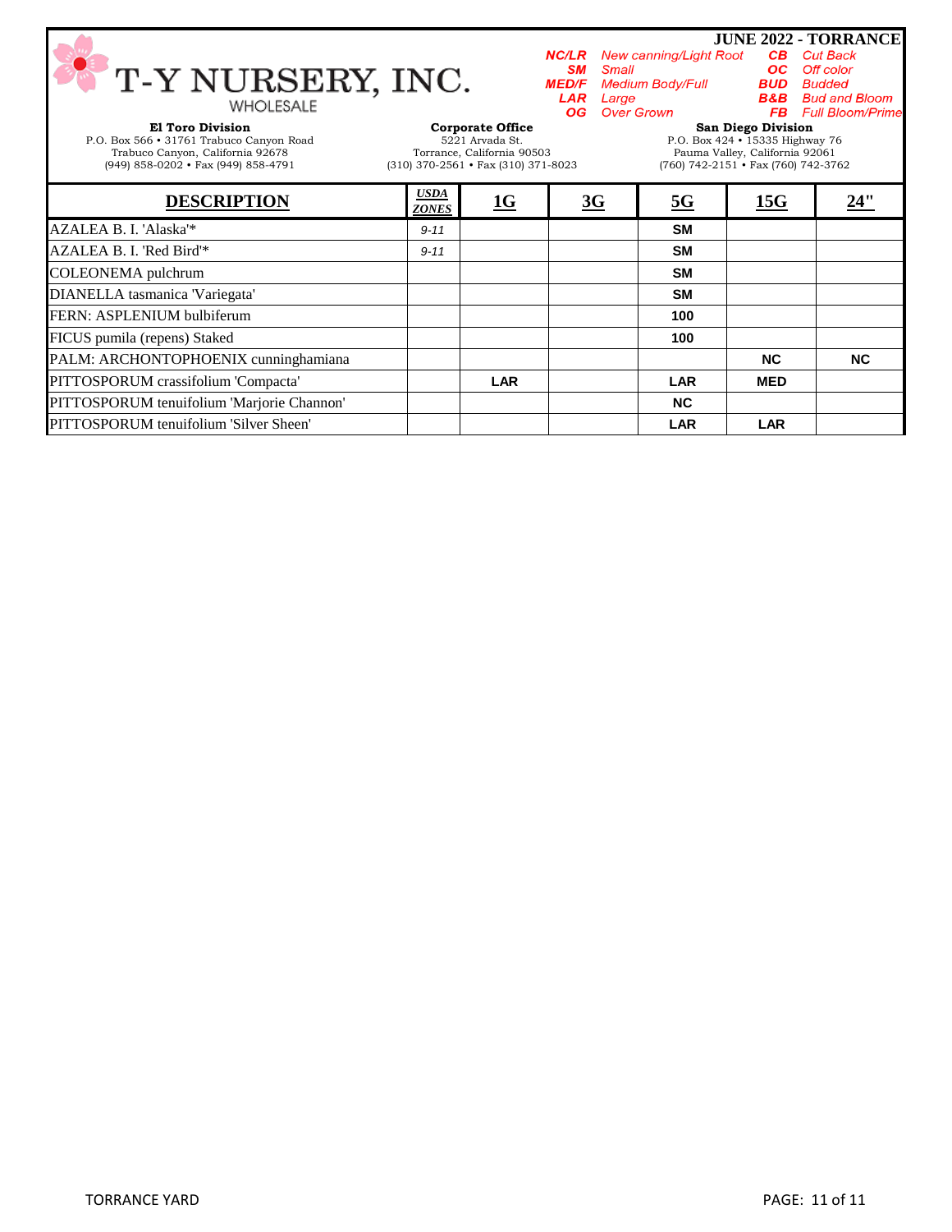# T-Y NURSERY, INC.

WHOLESALE

**JUNE 2022 - TORRANCE**

| | | | |
|---|---|---|---|
| **NC/LR** | New canning/Light Root | **CB** | Cut Back |
| **SM** | Small | **OC** | Off color |
| **MED/F** | Medium Body/Full | **BUD** | Budded |
| **LAR** | Large | **B&B** | Bud and Bloom |
| **OG** | Over Grown | **FB** | Full Bloom/Prime |

**El Toro Division**
P.O. Box 566 • 31761 Trabuco Canyon Road
Trabuco Canyon, California 92678
(949) 858-0202 • Fax (949) 858-4791

**Corporate Office**
5221 Arvada St.
Torrance, California 90503
(310) 370-2561 • Fax (310) 371-8023

**San Diego Division**
P.O. Box 424 • 15335 Highway 76
Pauma Valley, California 92061
(760) 742-2151 • Fax (760) 742-3762

| DESCRIPTION | USDA ZONES | 1G | 3G | 5G | 15G | 24" |
|---|---|---|---|---|---|---|
| AZALEA B. I. 'Alaska'* | 9-11 | | | SM | | |
| AZALEA B. I. 'Red Bird'* | 9-11 | | | SM | | |
| COLEONEMA pulchrum | | | | SM | | |
| DIANELLA tasmanica 'Variegata' | | | | SM | | |
| FERN: ASPLENIUM bulbiferum | | | | 100 | | |
| FICUS pumila (repens) Staked | | | | 100 | | |
| PALM: ARCHONTOPHOENIX cunninghamiana | | | | | NC | NC |
| PITTOSPORUM crassifolium 'Compacta' | | LAR | | LAR | MED | |
| PITTOSPORUM tenuifolium 'Marjorie Channon' | | | | NC | | |
| PITTOSPORUM tenuifolium 'Silver Sheen' | | | | LAR | LAR | |

TORRANCE YARD